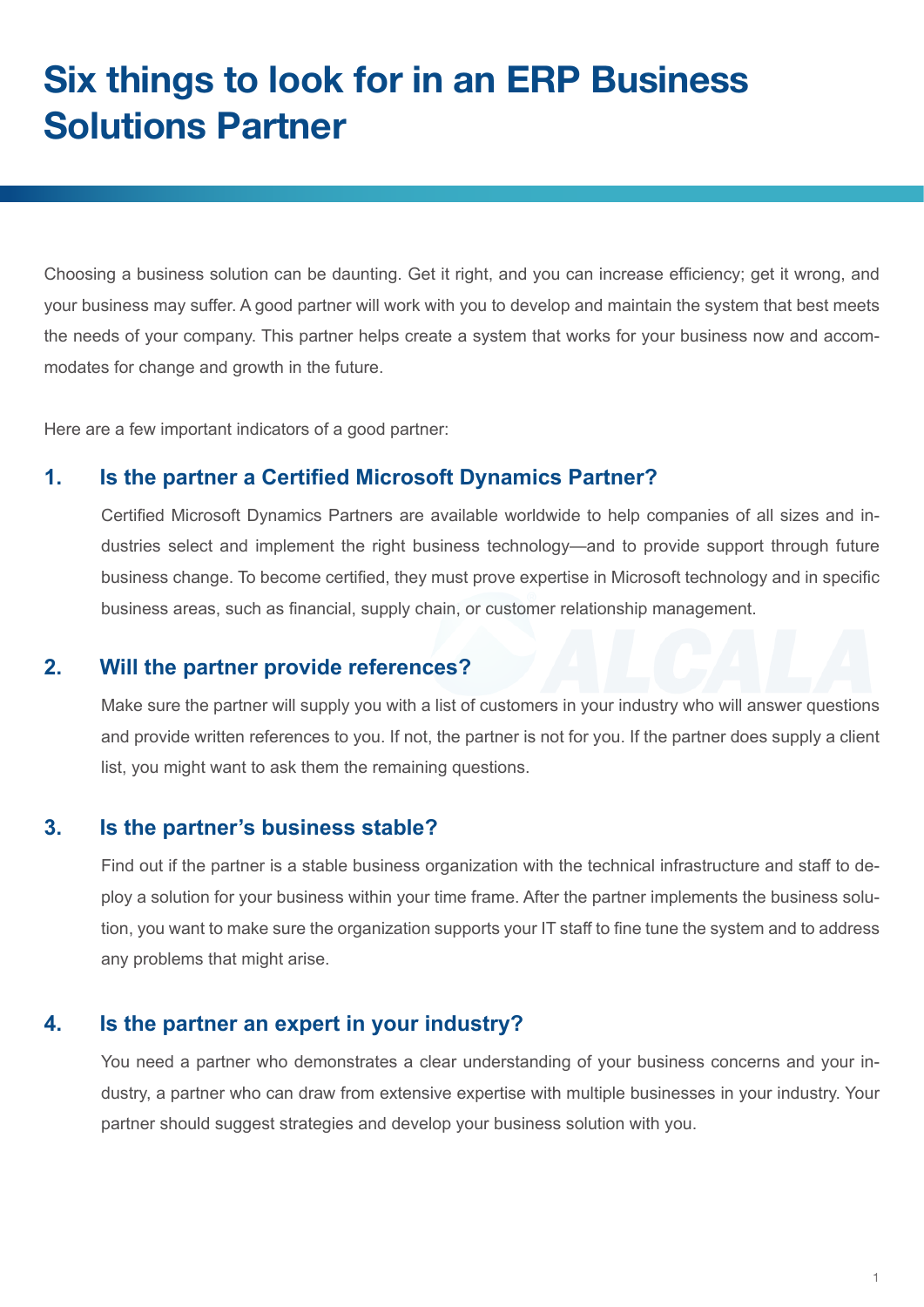# Six things to look for in an ERP Business Solutions Partner

Choosing a business solution can be daunting. Get it right, and you can increase efficiency; get it wrong, and your business may suffer. A good partner will work with you to develop and maintain the system that best meets the needs of your company. This partner helps create a system that works for your business now and accommodates for change and growth in the future.

Here are a few important indicators of a good partner:

## 1. Is the partner a Certified Microsoft Dynamics Partner?

Certified Microsoft Dynamics Partners are available worldwide to help companies of all sizes and industries select and implement the right business technology—and to provide support through future business change. To become certified, they must prove expertise in Microsoft technology and in specific business areas, such as financial, supply chain, or customer relationship management.

## 2. Will the partner provide references?

Make sure the partner will supply you with a list of customers in your industry who will answer questions and provide written references to you. If not, the partner is not for you. If the partner does supply a client list, you might want to ask them the remaining questions.

## 3. Is the partner's business stable?

Find out if the partner is a stable business organization with the technical infrastructure and staff to deploy a solution for your business within your time frame. After the partner implements the business solution, you want to make sure the organization supports your IT staff to fine tune the system and to address any problems that might arise.

## 4. Is the partner an expert in your industry?

You need a partner who demonstrates a clear understanding of your business concerns and your industry, a partner who can draw from extensive expertise with multiple businesses in your industry. Your partner should suggest strategies and develop your business solution with you.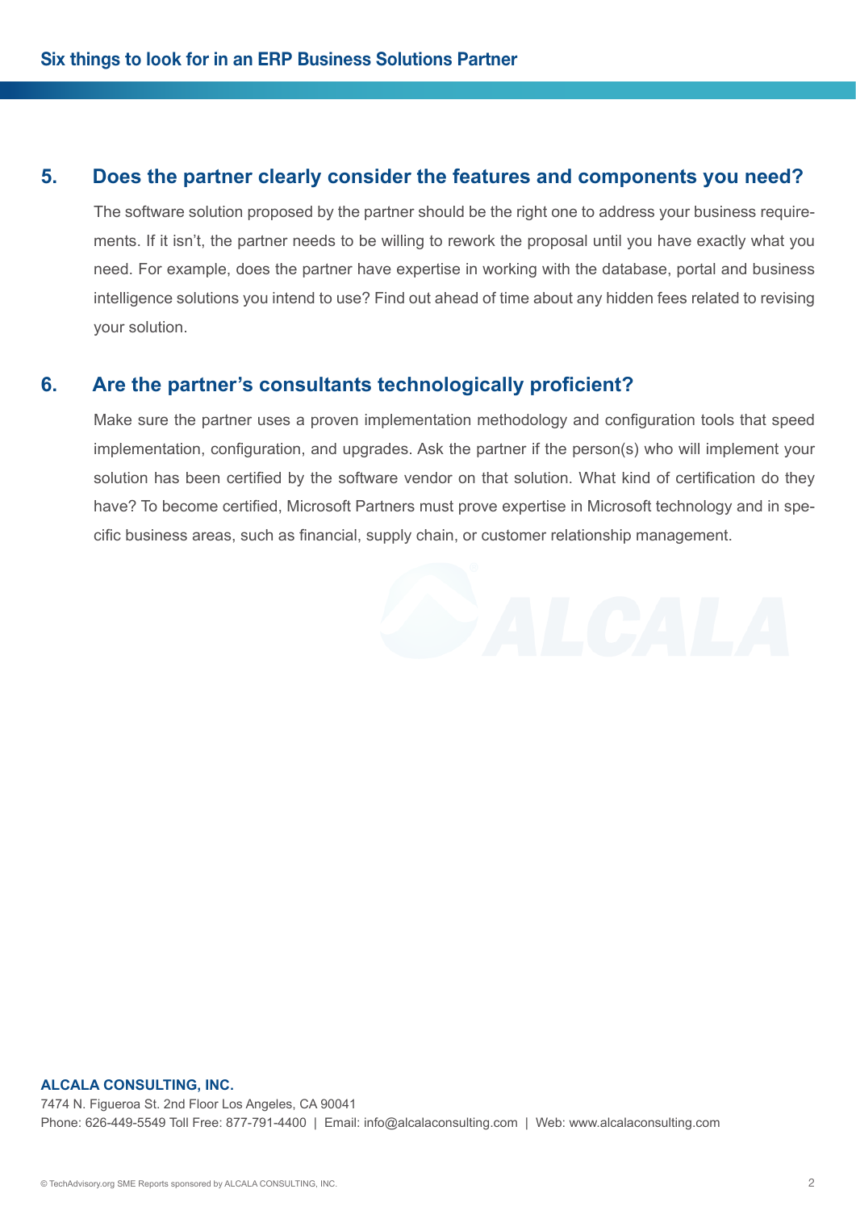## 5. Does the partner clearly consider the features and components you need?

The software solution proposed by the partner should be the right one to address your business requirements. If it isn't, the partner needs to be willing to rework the proposal until you have exactly what you need. For example, does the partner have expertise in working with the database, portal and business intelligence solutions you intend to use? Find out ahead of time about any hidden fees related to revising your solution.

## 6. Are the partner's consultants technologically proficient?

Make sure the partner uses a proven implementation methodology and configuration tools that speed implementation, configuration, and upgrades. Ask the partner if the person(s) who will implement your solution has been certified by the software vendor on that solution. What kind of certification do they have? To become certified, Microsoft Partners must prove expertise in Microsoft technology and in specific business areas, such as financial, supply chain, or customer relationship management.

**ALCALA CONSULTING, INC.**
7474 N. Figueroa St. 2nd Floor Los Angeles, CA 90041
Phone: 626-449-5549 Toll Free: 877-791-4400 | Email: info@alcalaconsulting.com | Web: www.alcalaconsulting.com

© TechAdvisory.org SME Reports sponsored by ALCALA CONSULTING, INC.